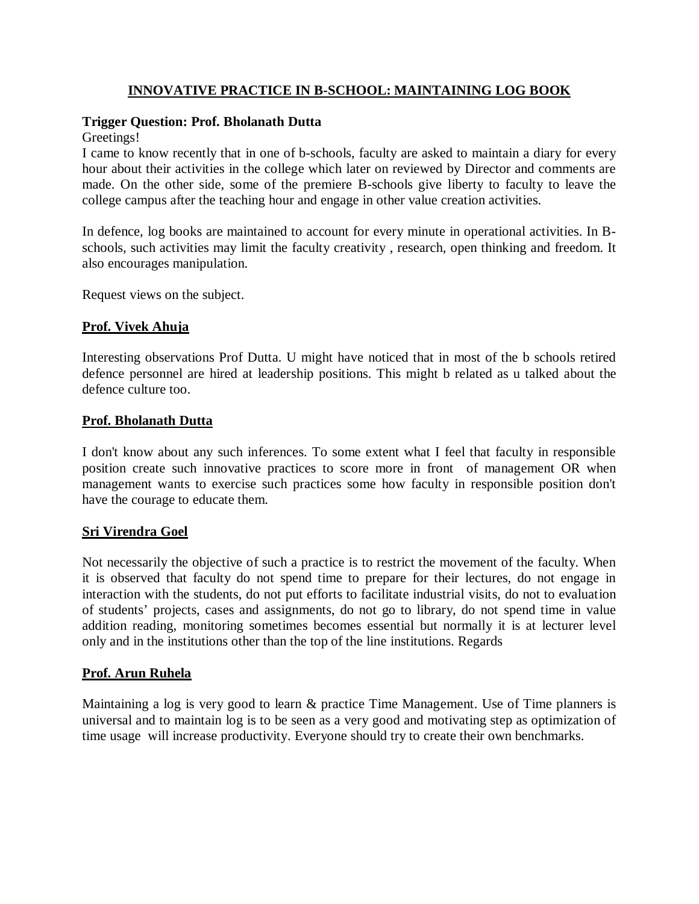# INNOVATIVE PRACTICE IN B-SCHOOL: MAINTAINING LOG BOOK

**Trigger Question: Prof. Bholanath Dutta**

Greetings!

I came to know recently that in one of b-schools, faculty are asked to maintain a diary for every hour about their activities in the college which later on reviewed by Director and comments are made. On the other side, some of the premiere B-schools give liberty to faculty to leave the college campus after the teaching hour and engage in other value creation activities.

In defence, log books are maintained to account for every minute in operational activities. In B-schools, such activities may limit the faculty creativity , research, open thinking and freedom. It also encourages manipulation.

Request views on the subject.

## Prof. Vivek Ahuja

Interesting observations Prof Dutta. U might have noticed that in most of the b schools retired defence personnel are hired at leadership positions. This might b related as u talked about the defence culture too.

## Prof. Bholanath Dutta

I don't know about any such inferences. To some extent what I feel that faculty in responsible position create such innovative practices to score more in front of management OR when management wants to exercise such practices some how faculty in responsible position don't have the courage to educate them.

## Sri Virendra Goel

Not necessarily the objective of such a practice is to restrict the movement of the faculty. When it is observed that faculty do not spend time to prepare for their lectures, do not engage in interaction with the students, do not put efforts to facilitate industrial visits, do not to evaluation of students' projects, cases and assignments, do not go to library, do not spend time in value addition reading, monitoring sometimes becomes essential but normally it is at lecturer level only and in the institutions other than the top of the line institutions. Regards

## Prof. Arun Ruhela

Maintaining a log is very good to learn & practice Time Management. Use of Time planners is universal and to maintain log is to be seen as a very good and motivating step as optimization of time usage will increase productivity. Everyone should try to create their own benchmarks.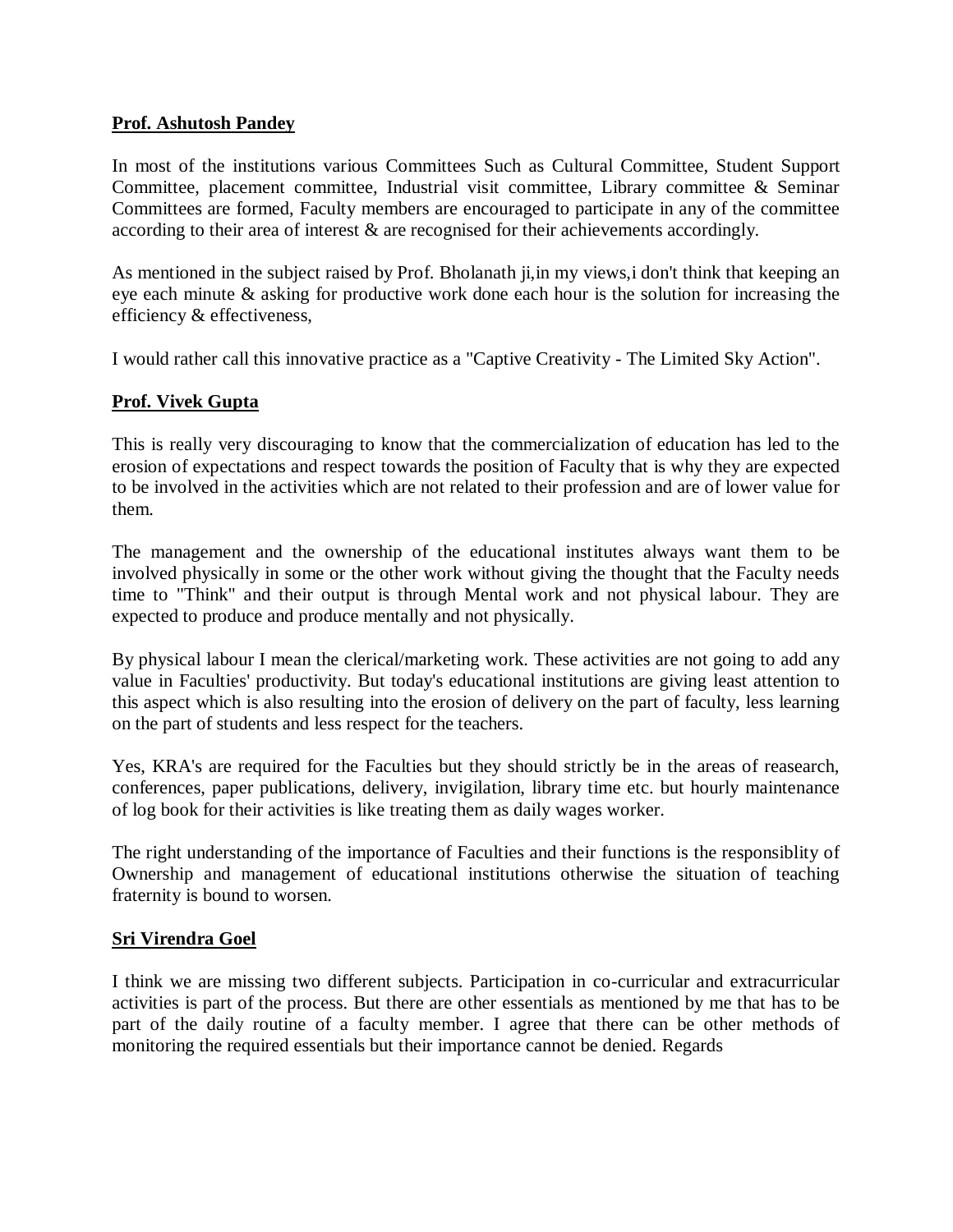**Prof. Ashutosh Pandey**

In most of the institutions various Committees Such as Cultural Committee, Student Support Committee, placement committee, Industrial visit committee, Library committee & Seminar Committees are formed, Faculty members are encouraged to participate in any of the committee according to their area of interest & are recognised for their achievements accordingly.

As mentioned in the subject raised by Prof. Bholanath ji,in my views,i don't think that keeping an eye each minute & asking for productive work done each hour is the solution for increasing the efficiency & effectiveness,

I would rather call this innovative practice as a "Captive Creativity - The Limited Sky Action".

**Prof. Vivek Gupta**

This is really very discouraging to know that the commercialization of education has led to the erosion of expectations and respect towards the position of Faculty that is why they are expected to be involved in the activities which are not related to their profession and are of lower value for them.

The management and the ownership of the educational institutes always want them to be involved physically in some or the other work without giving the thought that the Faculty needs time to "Think" and their output is through Mental work and not physical labour. They are expected to produce and produce mentally and not physically.

By physical labour I mean the clerical/marketing work. These activities are not going to add any value in Faculties' productivity. But today's educational institutions are giving least attention to this aspect which is also resulting into the erosion of delivery on the part of faculty, less learning on the part of students and less respect for the teachers.

Yes, KRA's are required for the Faculties but they should strictly be in the areas of reasearch, conferences, paper publications, delivery, invigilation, library time etc. but hourly maintenance of log book for their activities is like treating them as daily wages worker.

The right understanding of the importance of Faculties and their functions is the responsiblity of Ownership and management of educational institutions otherwise the situation of teaching fraternity is bound to worsen.

**Sri Virendra Goel**

I think we are missing two different subjects. Participation in co-curricular and extracurricular activities is part of the process. But there are other essentials as mentioned by me that has to be part of the daily routine of a faculty member. I agree that there can be other methods of monitoring the required essentials but their importance cannot be denied. Regards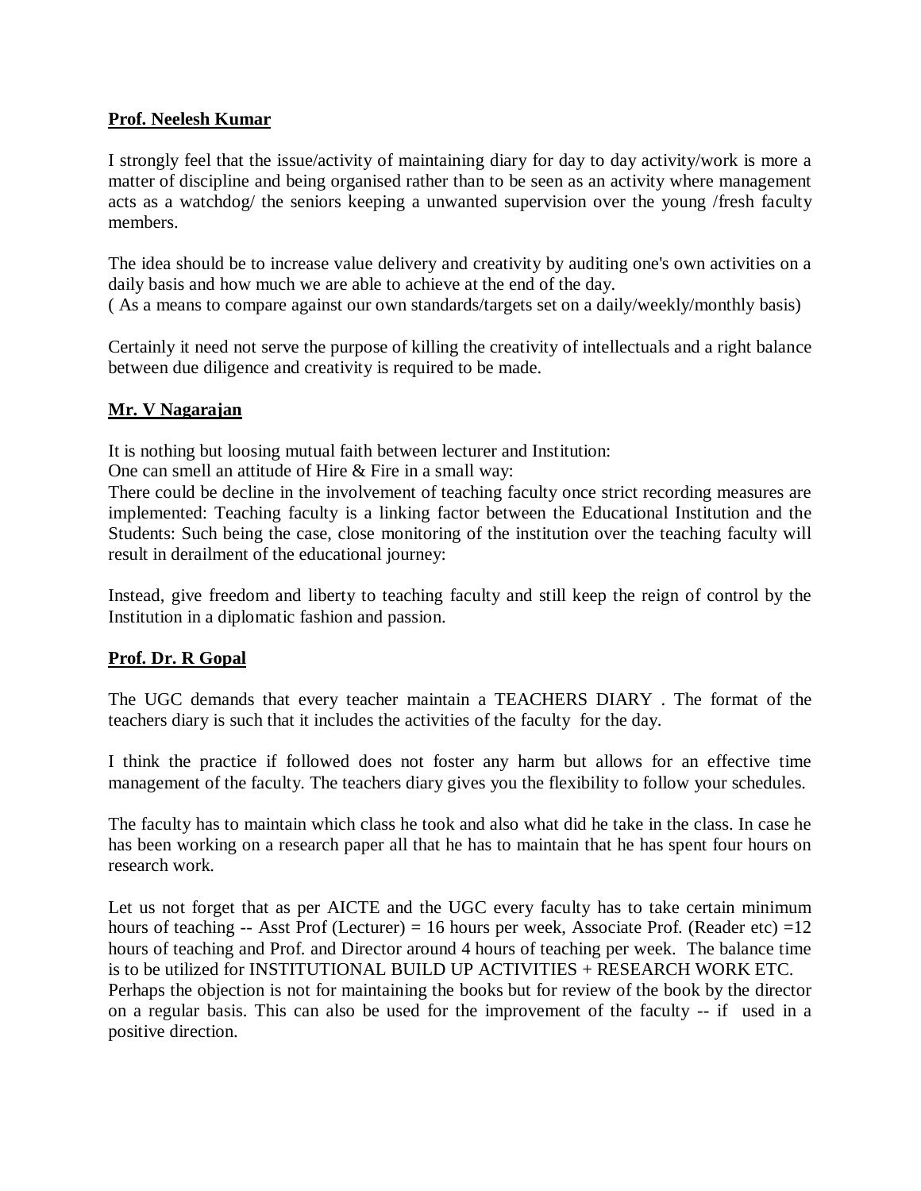**Prof. Neelesh Kumar**

I strongly feel that the issue/activity of maintaining diary for day to day activity/work is more a matter of discipline and being organised rather than to be seen as an activity where management acts as a watchdog/ the seniors keeping a unwanted supervision over the young /fresh faculty members.

The idea should be to increase value delivery and creativity by auditing one's own activities on a daily basis and how much we are able to achieve at the end of the day.
( As a means to compare against our own standards/targets set on a daily/weekly/monthly basis)

Certainly it need not serve the purpose of killing the creativity of intellectuals and a right balance between due diligence and creativity is required to be made.

**Mr. V Nagarajan**

It is nothing but loosing mutual faith between lecturer and Institution:
One can smell an attitude of Hire & Fire in a small way:
There could be decline in the involvement of teaching faculty once strict recording measures are implemented: Teaching faculty is a linking factor between the Educational Institution and the Students: Such being the case, close monitoring of the institution over the teaching faculty will result in derailment of the educational journey:

Instead, give freedom and liberty to teaching faculty and still keep the reign of control by the Institution in a diplomatic fashion and passion.

**Prof. Dr. R Gopal**

The UGC demands that every teacher maintain a TEACHERS DIARY . The format of the teachers diary is such that it includes the activities of the faculty for the day.

I think the practice if followed does not foster any harm but allows for an effective time management of the faculty. The teachers diary gives you the flexibility to follow your schedules.

The faculty has to maintain which class he took and also what did he take in the class. In case he has been working on a research paper all that he has to maintain that he has spent four hours on research work.

Let us not forget that as per AICTE and the UGC every faculty has to take certain minimum hours of teaching -- Asst Prof (Lecturer) = 16 hours per week, Associate Prof. (Reader etc) =12 hours of teaching and Prof. and Director around 4 hours of teaching per week. The balance time is to be utilized for INSTITUTIONAL BUILD UP ACTIVITIES + RESEARCH WORK ETC.
Perhaps the objection is not for maintaining the books but for review of the book by the director on a regular basis. This can also be used for the improvement of the faculty -- if used in a positive direction.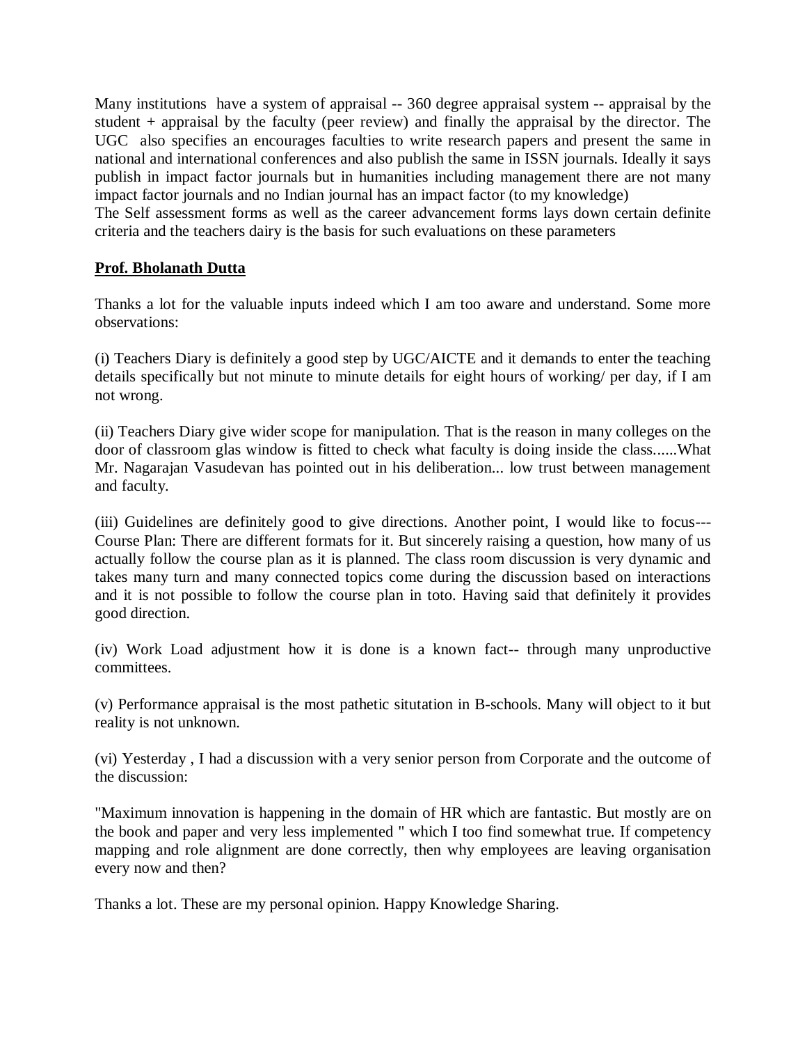Many institutions have a system of appraisal -- 360 degree appraisal system -- appraisal by the student + appraisal by the faculty (peer review) and finally the appraisal by the director. The UGC also specifies an encourages faculties to write research papers and present the same in national and international conferences and also publish the same in ISSN journals. Ideally it says publish in impact factor journals but in humanities including management there are not many impact factor journals and no Indian journal has an impact factor (to my knowledge)
The Self assessment forms as well as the career advancement forms lays down certain definite criteria and the teachers dairy is the basis for such evaluations on these parameters

**<u>Prof. Bholanath Dutta</u>**

Thanks a lot for the valuable inputs indeed which I am too aware and understand. Some more observations:

(i) Teachers Diary is definitely a good step by UGC/AICTE and it demands to enter the teaching details specifically but not minute to minute details for eight hours of working/ per day, if I am not wrong.

(ii) Teachers Diary give wider scope for manipulation. That is the reason in many colleges on the door of classroom glas window is fitted to check what faculty is doing inside the class......What Mr. Nagarajan Vasudevan has pointed out in his deliberation... low trust between management and faculty.

(iii) Guidelines are definitely good to give directions. Another point, I would like to focus--- Course Plan: There are different formats for it. But sincerely raising a question, how many of us actually follow the course plan as it is planned. The class room discussion is very dynamic and takes many turn and many connected topics come during the discussion based on interactions and it is not possible to follow the course plan in toto. Having said that definitely it provides good direction.

(iv) Work Load adjustment how it is done is a known fact-- through many unproductive committees.

(v) Performance appraisal is the most pathetic situtation in B-schools. Many will object to it but reality is not unknown.

(vi) Yesterday , I had a discussion with a very senior person from Corporate and the outcome of the discussion:

"Maximum innovation is happening in the domain of HR which are fantastic. But mostly are on the book and paper and very less implemented " which I too find somewhat true. If competency mapping and role alignment are done correctly, then why employees are leaving organisation every now and then?

Thanks a lot. These are my personal opinion. Happy Knowledge Sharing.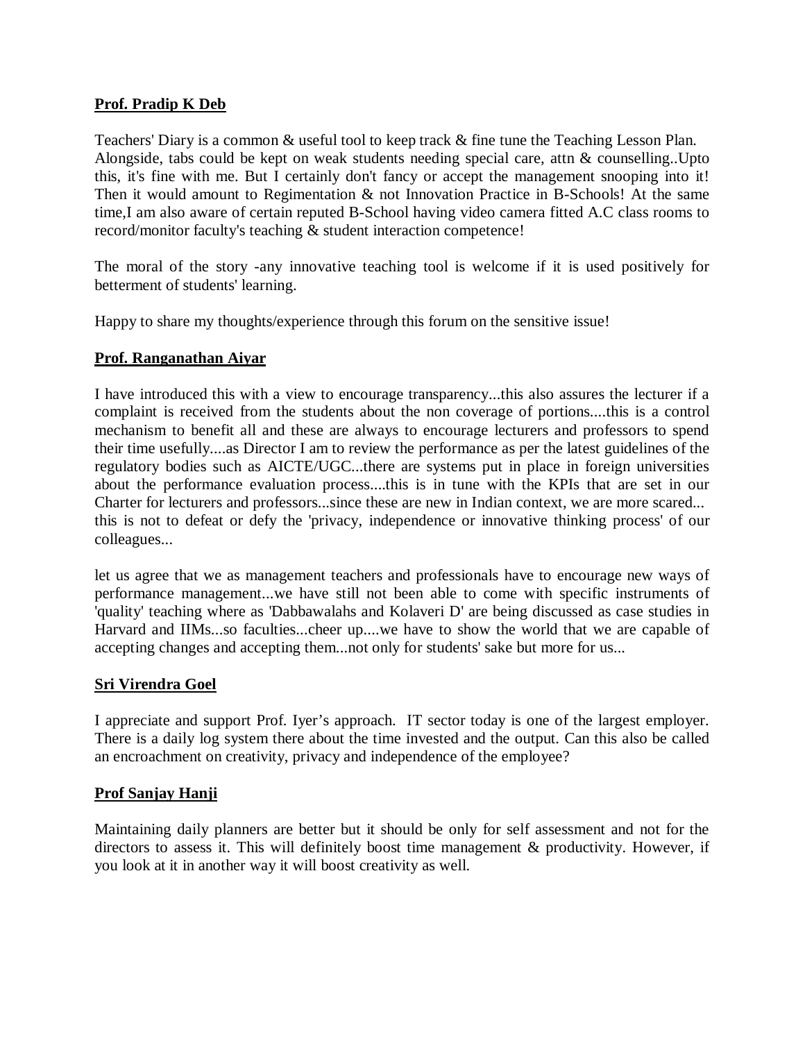**Prof. Pradip K Deb**

Teachers' Diary is a common & useful tool to keep track & fine tune the Teaching Lesson Plan. Alongside, tabs could be kept on weak students needing special care, attn & counselling..Upto this, it's fine with me. But I certainly don't fancy or accept the management snooping into it! Then it would amount to Regimentation & not Innovation Practice in B-Schools! At the same time,I am also aware of certain reputed B-School having video camera fitted A.C class rooms to record/monitor faculty's teaching & student interaction competence!

The moral of the story -any innovative teaching tool is welcome if it is used positively for betterment of students' learning.

Happy to share my thoughts/experience through this forum on the sensitive issue!

**Prof. Ranganathan Aiyar**

I have introduced this with a view to encourage transparency...this also assures the lecturer if a complaint is received from the students about the non coverage of portions....this is a control mechanism to benefit all and these are always to encourage lecturers and professors to spend their time usefully....as Director I am to review the performance as per the latest guidelines of the regulatory bodies such as AICTE/UGC...there are systems put in place in foreign universities about the performance evaluation process....this is in tune with the KPIs that are set in our Charter for lecturers and professors...since these are new in Indian context, we are more scared... this is not to defeat or defy the 'privacy, independence or innovative thinking process' of our colleagues...

let us agree that we as management teachers and professionals have to encourage new ways of performance management...we have still not been able to come with specific instruments of 'quality' teaching where as 'Dabbawalahs and Kolaveri D' are being discussed as case studies in Harvard and IIMs...so faculties...cheer up....we have to show the world that we are capable of accepting changes and accepting them...not only for students' sake but more for us...

**Sri Virendra Goel**

I appreciate and support Prof. Iyer's approach. IT sector today is one of the largest employer. There is a daily log system there about the time invested and the output. Can this also be called an encroachment on creativity, privacy and independence of the employee?

**Prof Sanjay Hanji**

Maintaining daily planners are better but it should be only for self assessment and not for the directors to assess it. This will definitely boost time management & productivity. However, if you look at it in another way it will boost creativity as well.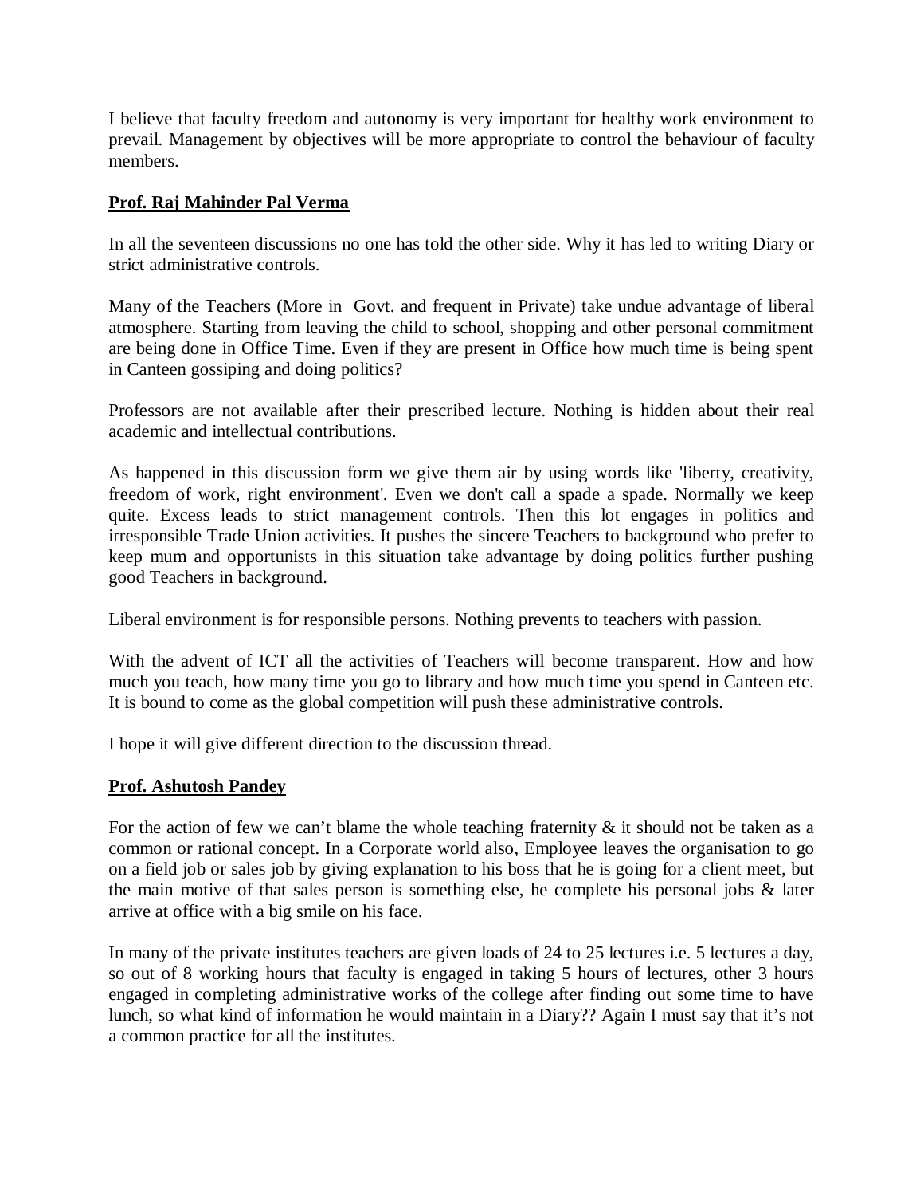I believe that faculty freedom and autonomy is very important for healthy work environment to prevail. Management by objectives will be more appropriate to control the behaviour of faculty members.

**Prof. Raj Mahinder Pal Verma**

In all the seventeen discussions no one has told the other side. Why it has led to writing Diary or strict administrative controls.

Many of the Teachers (More in Govt. and frequent in Private) take undue advantage of liberal atmosphere. Starting from leaving the child to school, shopping and other personal commitment are being done in Office Time. Even if they are present in Office how much time is being spent in Canteen gossiping and doing politics?

Professors are not available after their prescribed lecture. Nothing is hidden about their real academic and intellectual contributions.

As happened in this discussion form we give them air by using words like 'liberty, creativity, freedom of work, right environment'. Even we don't call a spade a spade. Normally we keep quite. Excess leads to strict management controls. Then this lot engages in politics and irresponsible Trade Union activities. It pushes the sincere Teachers to background who prefer to keep mum and opportunists in this situation take advantage by doing politics further pushing good Teachers in background.

Liberal environment is for responsible persons. Nothing prevents to teachers with passion.

With the advent of ICT all the activities of Teachers will become transparent. How and how much you teach, how many time you go to library and how much time you spend in Canteen etc. It is bound to come as the global competition will push these administrative controls.

I hope it will give different direction to the discussion thread.

**Prof. Ashutosh Pandey**

For the action of few we can't blame the whole teaching fraternity & it should not be taken as a common or rational concept. In a Corporate world also, Employee leaves the organisation to go on a field job or sales job by giving explanation to his boss that he is going for a client meet, but the main motive of that sales person is something else, he complete his personal jobs & later arrive at office with a big smile on his face.

In many of the private institutes teachers are given loads of 24 to 25 lectures i.e. 5 lectures a day, so out of 8 working hours that faculty is engaged in taking 5 hours of lectures, other 3 hours engaged in completing administrative works of the college after finding out some time to have lunch, so what kind of information he would maintain in a Diary?? Again I must say that it's not a common practice for all the institutes.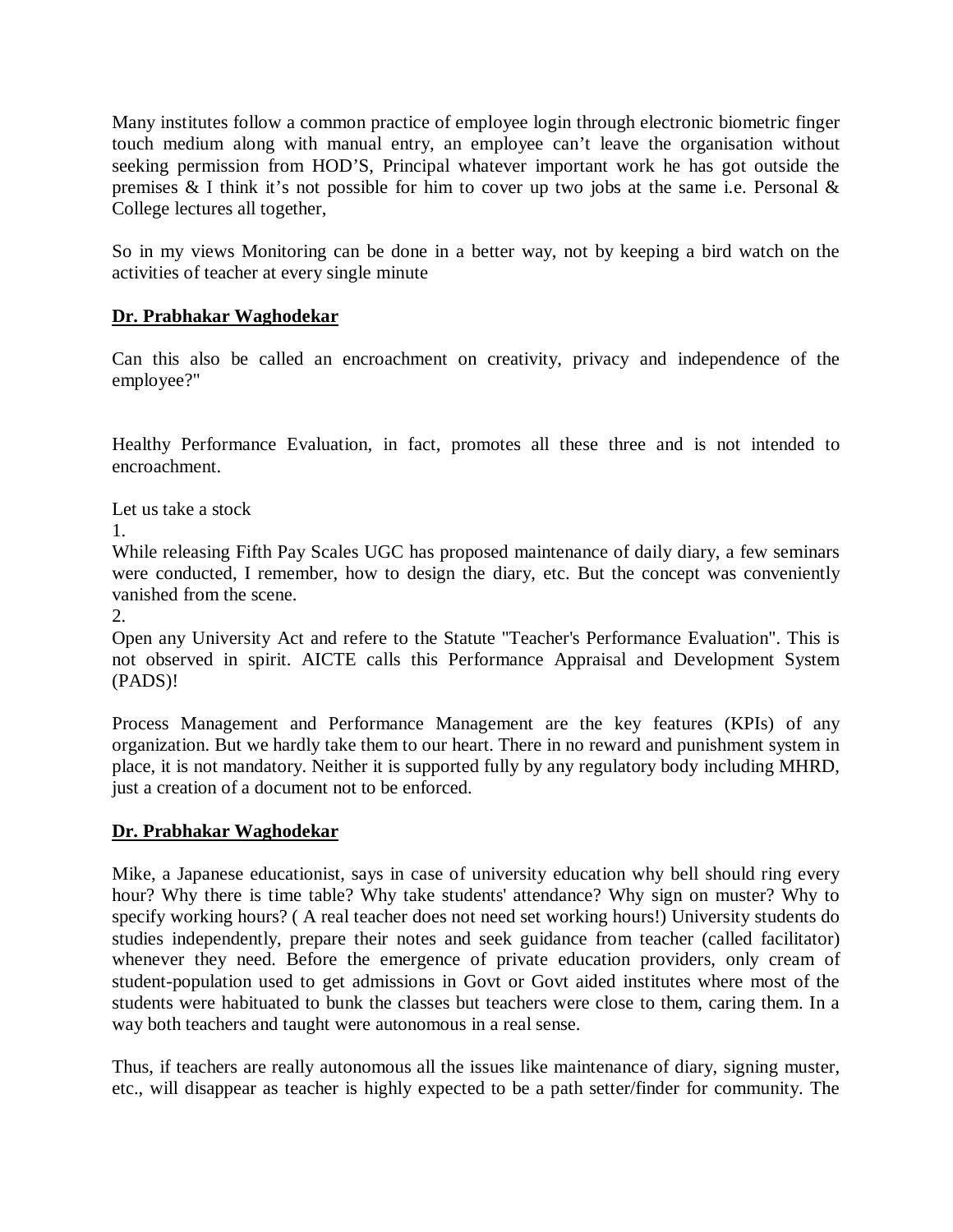Many institutes follow a common practice of employee login through electronic biometric finger touch medium along with manual entry, an employee can't leave the organisation without seeking permission from HOD'S, Principal whatever important work he has got outside the premises & I think it's not possible for him to cover up two jobs at the same i.e. Personal & College lectures all together,

So in my views Monitoring can be done in a better way, not by keeping a bird watch on the activities of teacher at every single minute

**Dr. Prabhakar Waghodekar**

Can this also be called an encroachment on creativity, privacy and independence of the employee?"

Healthy Performance Evaluation, in fact, promotes all these three and is not intended to encroachment.

Let us take a stock

1.
While releasing Fifth Pay Scales UGC has proposed maintenance of daily diary, a few seminars were conducted, I remember, how to design the diary, etc. But the concept was conveniently vanished from the scene.

2.
Open any University Act and refere to the Statute "Teacher's Performance Evaluation". This is not observed in spirit. AICTE calls this Performance Appraisal and Development System (PADS)!

Process Management and Performance Management are the key features (KPIs) of any organization. But we hardly take them to our heart. There in no reward and punishment system in place, it is not mandatory. Neither it is supported fully by any regulatory body including MHRD, just a creation of a document not to be enforced.

**Dr. Prabhakar Waghodekar**

Mike, a Japanese educationist, says in case of university education why bell should ring every hour? Why there is time table? Why take students' attendance? Why sign on muster? Why to specify working hours? ( A real teacher does not need set working hours!) University students do studies independently, prepare their notes and seek guidance from teacher (called facilitator) whenever they need. Before the emergence of private education providers, only cream of student-population used to get admissions in Govt or Govt aided institutes where most of the students were habituated to bunk the classes but teachers were close to them, caring them. In a way both teachers and taught were autonomous in a real sense.

Thus, if teachers are really autonomous all the issues like maintenance of diary, signing muster, etc., will disappear as teacher is highly expected to be a path setter/finder for community. The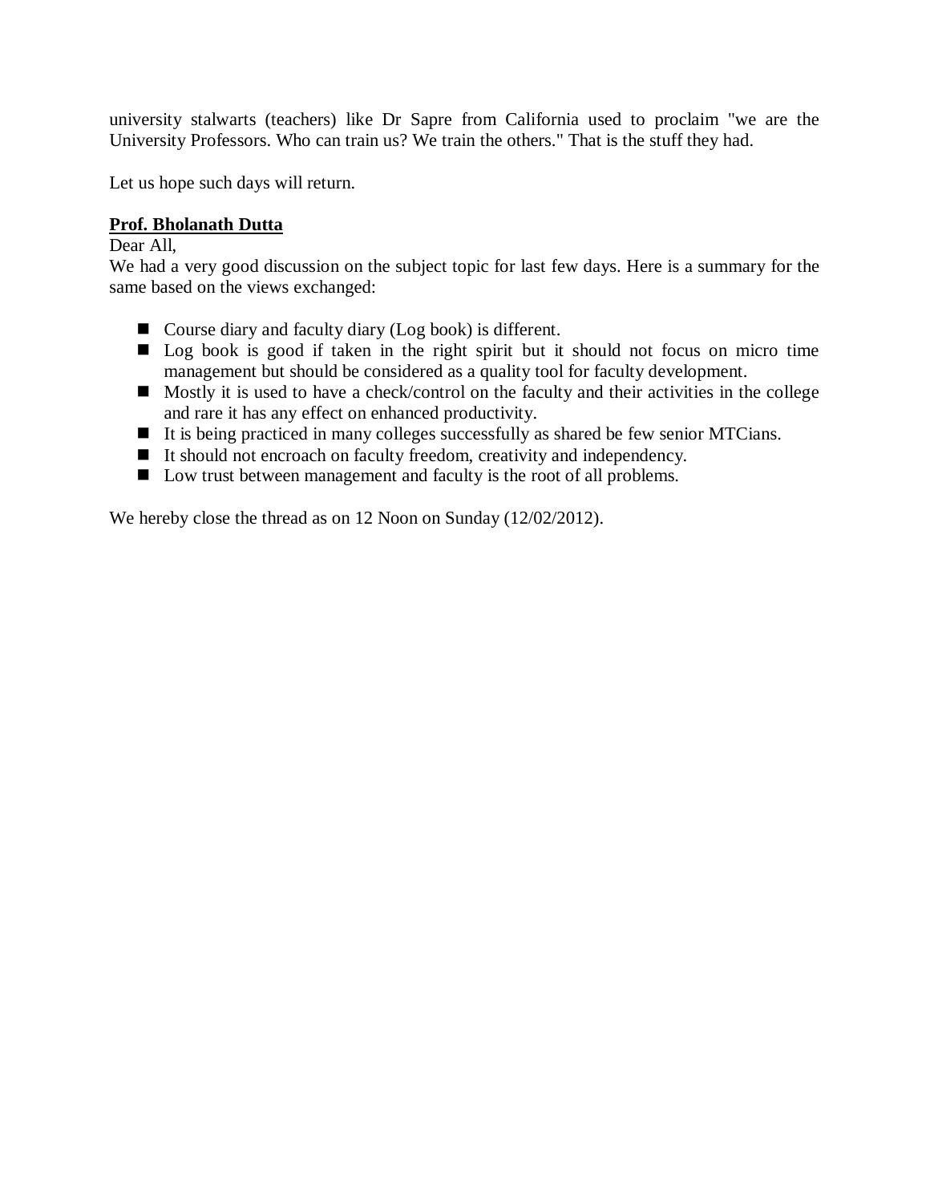university stalwarts (teachers) like Dr Sapre from California used to proclaim "we are the University Professors. Who can train us? We train the others." That is the stuff they had.

Let us hope such days will return.

**Prof. Bholanath Dutta**

Dear All,

We had a very good discussion on the subject topic for last few days. Here is a summary for the same based on the views exchanged:

- Course diary and faculty diary (Log book) is different.
- Log book is good if taken in the right spirit but it should not focus on micro time management but should be considered as a quality tool for faculty development.
- Mostly it is used to have a check/control on the faculty and their activities in the college and rare it has any effect on enhanced productivity.
- It is being practiced in many colleges successfully as shared be few senior MTCians.
- It should not encroach on faculty freedom, creativity and independency.
- Low trust between management and faculty is the root of all problems.

We hereby close the thread as on 12 Noon on Sunday (12/02/2012).